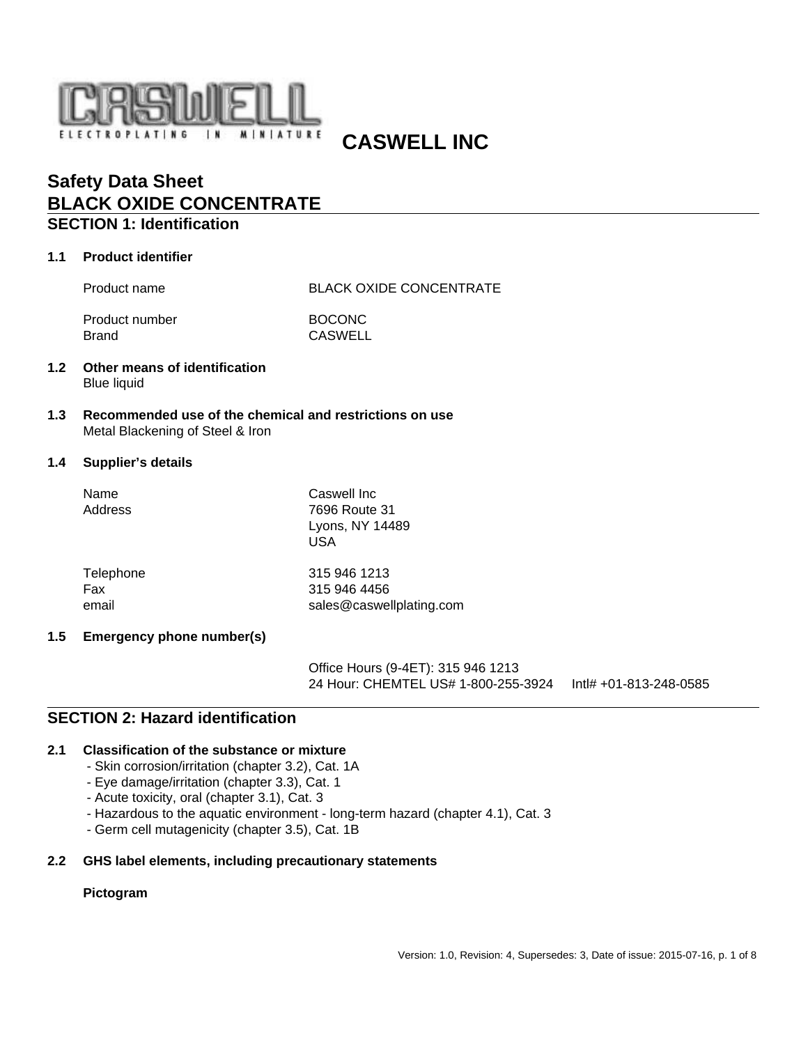CASWELL INC

# Safety Data Sheet
# BLACK OXIDE CONCENTRATE

## SECTION 1: Identification

### 1.1 Product identifier

| | |
|---|---|
| Product name | BLACK OXIDE CONCENTRATE |
| Product number | BOCONC |
| Brand | CASWELL |

### 1.2 Other means of identification

Blue liquid

### 1.3 Recommended use of the chemical and restrictions on use

Metal Blackening of Steel & Iron

### 1.4 Supplier's details

| | |
|---|---|
| Name | Caswell Inc |
| Address | 7696 Route 31<br>Lyons, NY 14489<br>USA |
| Telephone | 315 946 1213 |
| Fax | 315 946 4456 |
| email | sales@caswellplating.com |

### 1.5 Emergency phone number(s)

Office Hours (9-4ET): 315 946 1213
24 Hour: CHEMTEL US# 1-800-255-3924 Intl# +01-813-248-0585

## SECTION 2: Hazard identification

### 2.1 Classification of the substance or mixture

- Skin corrosion/irritation (chapter 3.2), Cat. 1A
- Eye damage/irritation (chapter 3.3), Cat. 1
- Acute toxicity, oral (chapter 3.1), Cat. 3
- Hazardous to the aquatic environment - long-term hazard (chapter 4.1), Cat. 3
- Germ cell mutagenicity (chapter 3.5), Cat. 1B

### 2.2 GHS label elements, including precautionary statements

**Pictogram**

Version: 1.0, Revision: 4, Supersedes: 3, Date of issue: 2015-07-16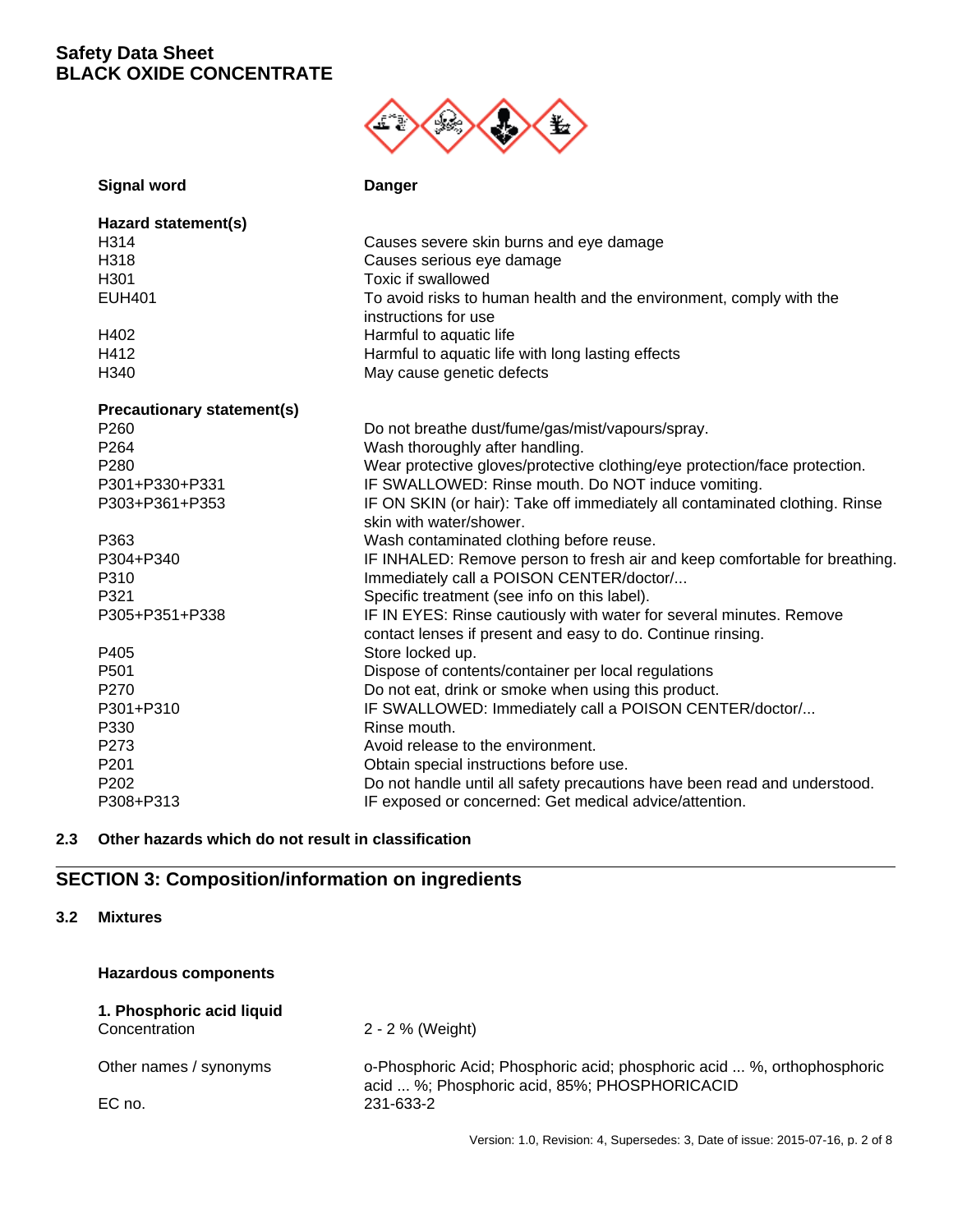Safety Data Sheet
BLACK OXIDE CONCENTRATE

**Signal word** — **Danger**

**Hazard statement(s)**

| | |
|---|---|
| H314 | Causes severe skin burns and eye damage |
| H318 | Causes serious eye damage |
| H301 | Toxic if swallowed |
| EUH401 | To avoid risks to human health and the environment, comply with the instructions for use |
| H402 | Harmful to aquatic life |
| H412 | Harmful to aquatic life with long lasting effects |
| H340 | May cause genetic defects |

**Precautionary statement(s)**

| | |
|---|---|
| P260 | Do not breathe dust/fume/gas/mist/vapours/spray. |
| P264 | Wash thoroughly after handling. |
| P280 | Wear protective gloves/protective clothing/eye protection/face protection. |
| P301+P330+P331 | IF SWALLOWED: Rinse mouth. Do NOT induce vomiting. |
| P303+P361+P353 | IF ON SKIN (or hair): Take off immediately all contaminated clothing. Rinse skin with water/shower. |
| P363 | Wash contaminated clothing before reuse. |
| P304+P340 | IF INHALED: Remove person to fresh air and keep comfortable for breathing. |
| P310 | Immediately call a POISON CENTER/doctor/... |
| P321 | Specific treatment (see info on this label). |
| P305+P351+P338 | IF IN EYES: Rinse cautiously with water for several minutes. Remove contact lenses if present and easy to do. Continue rinsing. |
| P405 | Store locked up. |
| P501 | Dispose of contents/container per local regulations |
| P270 | Do not eat, drink or smoke when using this product. |
| P301+P310 | IF SWALLOWED: Immediately call a POISON CENTER/doctor/... |
| P330 | Rinse mouth. |
| P273 | Avoid release to the environment. |
| P201 | Obtain special instructions before use. |
| P202 | Do not handle until all safety precautions have been read and understood. |
| P308+P313 | IF exposed or concerned: Get medical advice/attention. |

### 2.3 Other hazards which do not result in classification

## SECTION 3: Composition/information on ingredients

### 3.2 Mixtures

**Hazardous components**

**1. Phosphoric acid liquid**

| | |
|---|---|
| Concentration | 2 - 2 % (Weight) |
| Other names / synonyms | o-Phosphoric Acid; Phosphoric acid; phosphoric acid ... %, orthophosphoric acid ... %; Phosphoric acid, 85%; PHOSPHORICACID |
| EC no. | 231-633-2 |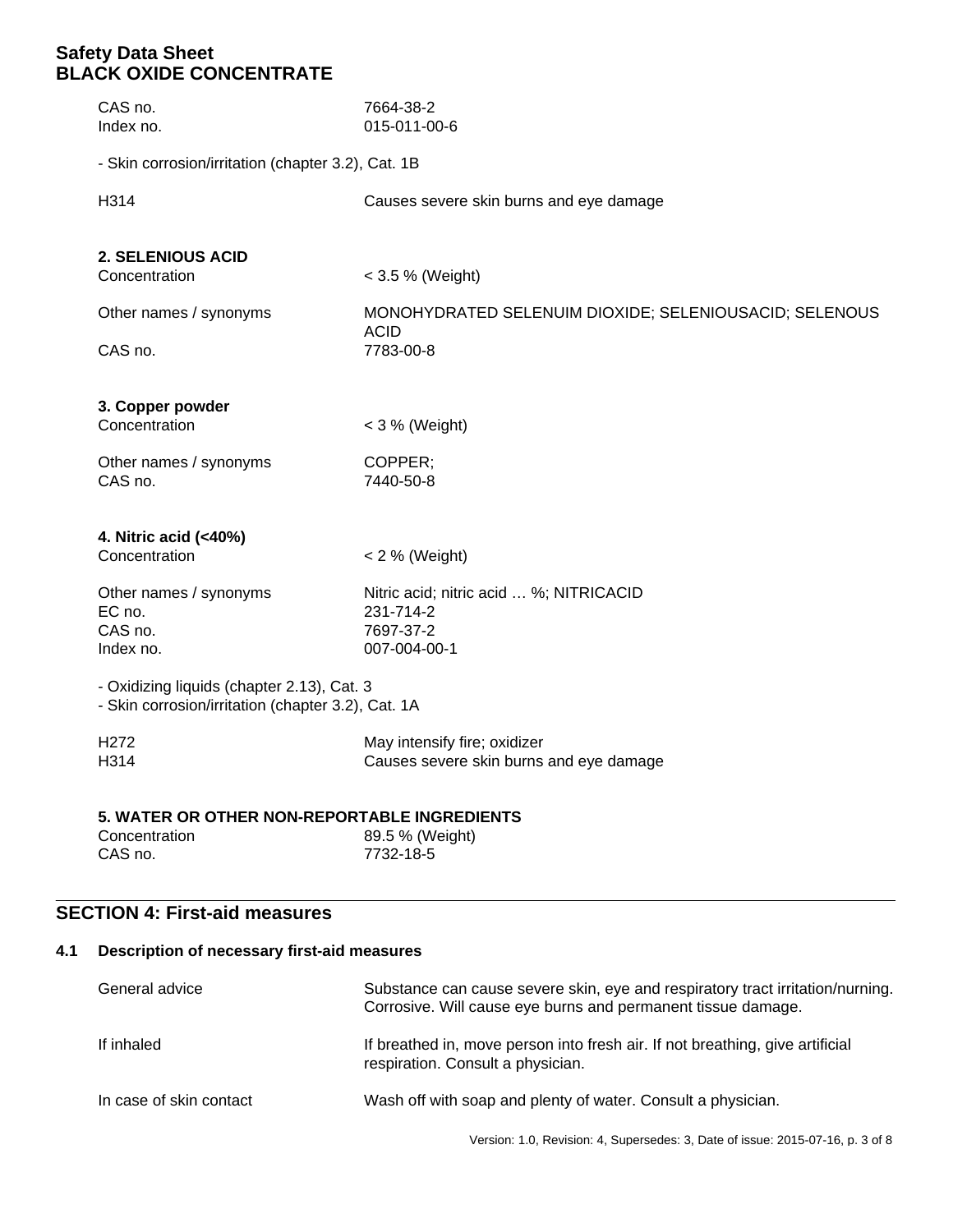| | |
|---|---|
| CAS no. | 7664-38-2 |
| Index no. | 015-011-00-6 |

- Skin corrosion/irritation (chapter 3.2), Cat. 1B

| | |
|---|---|
| H314 | Causes severe skin burns and eye damage |

**2. SELENIOUS ACID**

| | |
|---|---|
| Concentration | < 3.5 % (Weight) |
| Other names / synonyms | MONOHYDRATED SELENUIM DIOXIDE; SELENIOUSACID; SELENOUS ACID |
| CAS no. | 7783-00-8 |

**3. Copper powder**

| | |
|---|---|
| Concentration | < 3 % (Weight) |
| Other names / synonyms | COPPER; |
| CAS no. | 7440-50-8 |

**4. Nitric acid (<40%)**

| | |
|---|---|
| Concentration | < 2 % (Weight) |
| Other names / synonyms | Nitric acid; nitric acid … %; NITRICACID |
| EC no. | 231-714-2 |
| CAS no. | 7697-37-2 |
| Index no. | 007-004-00-1 |

- Oxidizing liquids (chapter 2.13), Cat. 3
- Skin corrosion/irritation (chapter 3.2), Cat. 1A

| | |
|---|---|
| H272 | May intensify fire; oxidizer |
| H314 | Causes severe skin burns and eye damage |

**5. WATER OR OTHER NON-REPORTABLE INGREDIENTS**

| | |
|---|---|
| Concentration | 89.5 % (Weight) |
| CAS no. | 7732-18-5 |

## SECTION 4: First-aid measures

### 4.1 Description of necessary first-aid measures

| | |
|---|---|
| General advice | Substance can cause severe skin, eye and respiratory tract irritation/nurning. Corrosive. Will cause eye burns and permanent tissue damage. |
| If inhaled | If breathed in, move person into fresh air. If not breathing, give artificial respiration. Consult a physician. |
| In case of skin contact | Wash off with soap and plenty of water. Consult a physician. |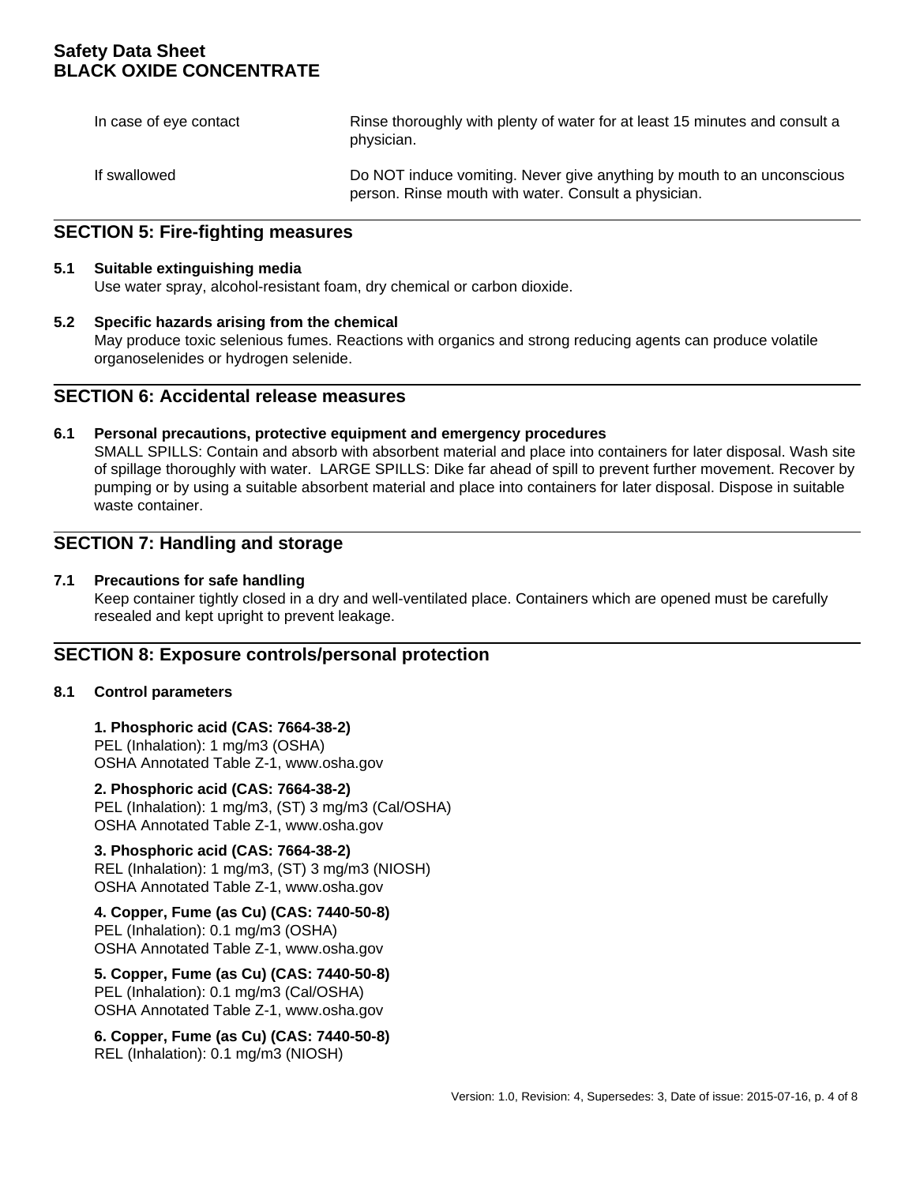| | |
|---|---|
| In case of eye contact | Rinse thoroughly with plenty of water for at least 15 minutes and consult a physician. |
| If swallowed | Do NOT induce vomiting. Never give anything by mouth to an unconscious person. Rinse mouth with water. Consult a physician. |

## SECTION 5: Fire-fighting measures

**5.1 Suitable extinguishing media**

Use water spray, alcohol-resistant foam, dry chemical or carbon dioxide.

**5.2 Specific hazards arising from the chemical**

May produce toxic selenious fumes. Reactions with organics and strong reducing agents can produce volatile organoselenides or hydrogen selenide.

## SECTION 6: Accidental release measures

**6.1 Personal precautions, protective equipment and emergency procedures**

SMALL SPILLS: Contain and absorb with absorbent material and place into containers for later disposal. Wash site of spillage thoroughly with water. LARGE SPILLS: Dike far ahead of spill to prevent further movement. Recover by pumping or by using a suitable absorbent material and place into containers for later disposal. Dispose in suitable waste container.

## SECTION 7: Handling and storage

**7.1 Precautions for safe handling**

Keep container tightly closed in a dry and well-ventilated place. Containers which are opened must be carefully resealed and kept upright to prevent leakage.

## SECTION 8: Exposure controls/personal protection

**8.1 Control parameters**

**1. Phosphoric acid (CAS: 7664-38-2)**
PEL (Inhalation): 1 mg/m3 (OSHA)
OSHA Annotated Table Z-1, www.osha.gov

**2. Phosphoric acid (CAS: 7664-38-2)**
PEL (Inhalation): 1 mg/m3, (ST) 3 mg/m3 (Cal/OSHA)
OSHA Annotated Table Z-1, www.osha.gov

**3. Phosphoric acid (CAS: 7664-38-2)**
REL (Inhalation): 1 mg/m3, (ST) 3 mg/m3 (NIOSH)
OSHA Annotated Table Z-1, www.osha.gov

**4. Copper, Fume (as Cu) (CAS: 7440-50-8)**
PEL (Inhalation): 0.1 mg/m3 (OSHA)
OSHA Annotated Table Z-1, www.osha.gov

**5. Copper, Fume (as Cu) (CAS: 7440-50-8)**
PEL (Inhalation): 0.1 mg/m3 (Cal/OSHA)
OSHA Annotated Table Z-1, www.osha.gov

**6. Copper, Fume (as Cu) (CAS: 7440-50-8)**
REL (Inhalation): 0.1 mg/m3 (NIOSH)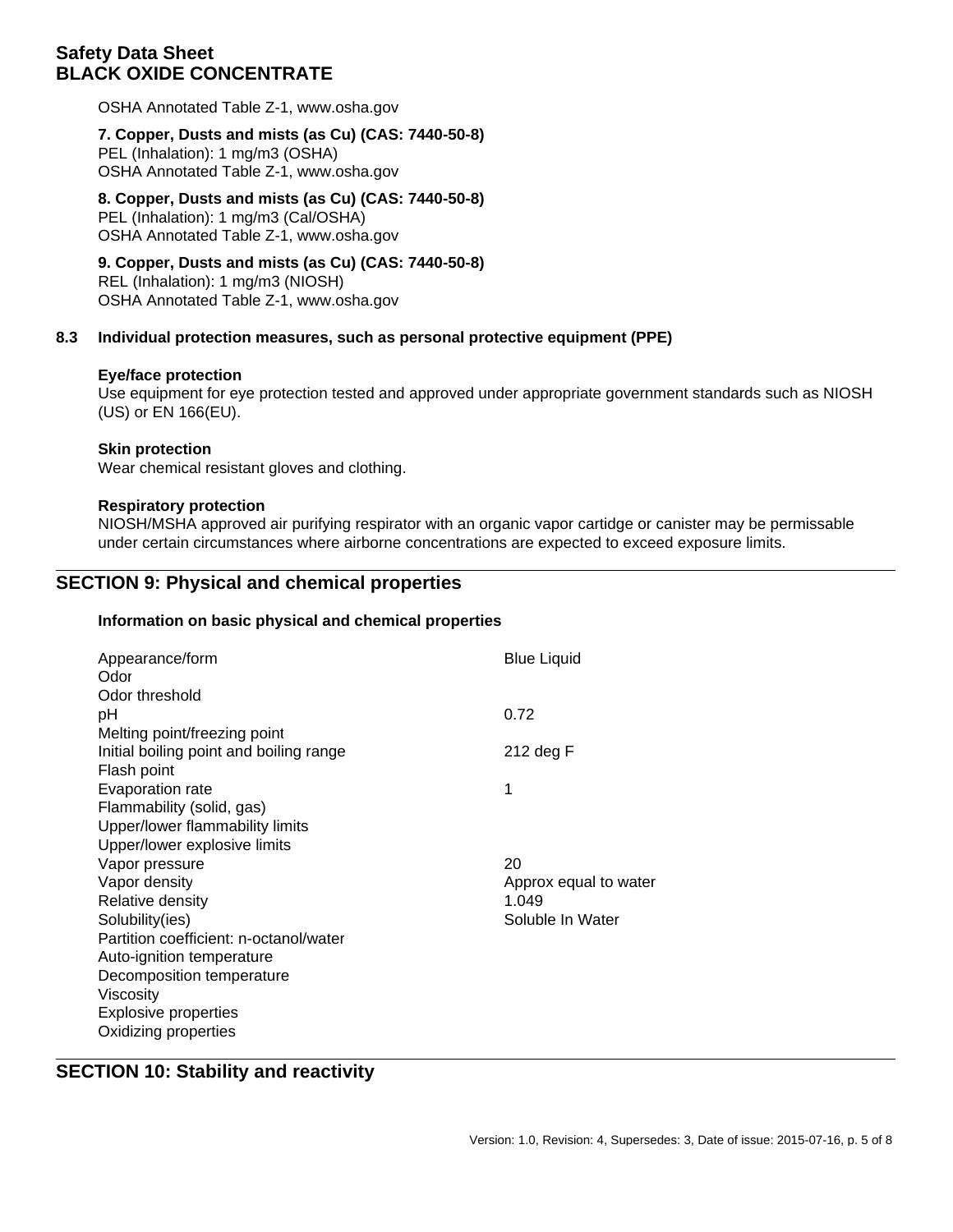OSHA Annotated Table Z-1, www.osha.gov

**7. Copper, Dusts and mists (as Cu) (CAS: 7440-50-8)**
PEL (Inhalation): 1 mg/m3 (OSHA)
OSHA Annotated Table Z-1, www.osha.gov

**8. Copper, Dusts and mists (as Cu) (CAS: 7440-50-8)**
PEL (Inhalation): 1 mg/m3 (Cal/OSHA)
OSHA Annotated Table Z-1, www.osha.gov

**9. Copper, Dusts and mists (as Cu) (CAS: 7440-50-8)**
REL (Inhalation): 1 mg/m3 (NIOSH)
OSHA Annotated Table Z-1, www.osha.gov

### 8.3 Individual protection measures, such as personal protective equipment (PPE)

**Eye/face protection**
Use equipment for eye protection tested and approved under appropriate government standards such as NIOSH (US) or EN 166(EU).

**Skin protection**
Wear chemical resistant gloves and clothing.

**Respiratory protection**
NIOSH/MSHA approved air purifying respirator with an organic vapor cartidge or canister may be permissable under certain circumstances where airborne concentrations are expected to exceed exposure limits.

## SECTION 9: Physical and chemical properties

**Information on basic physical and chemical properties**

| Property | Value |
|---|---|
| Appearance/form | Blue Liquid |
| Odor | |
| Odor threshold | |
| pH | 0.72 |
| Melting point/freezing point | |
| Initial boiling point and boiling range | 212 deg F |
| Flash point | |
| Evaporation rate | 1 |
| Flammability (solid, gas) | |
| Upper/lower flammability limits | |
| Upper/lower explosive limits | |
| Vapor pressure | 20 |
| Vapor density | Approx equal to water |
| Relative density | 1.049 |
| Solubility(ies) | Soluble In Water |
| Partition coefficient: n-octanol/water | |
| Auto-ignition temperature | |
| Decomposition temperature | |
| Viscosity | |
| Explosive properties | |
| Oxidizing properties | |

## SECTION 10: Stability and reactivity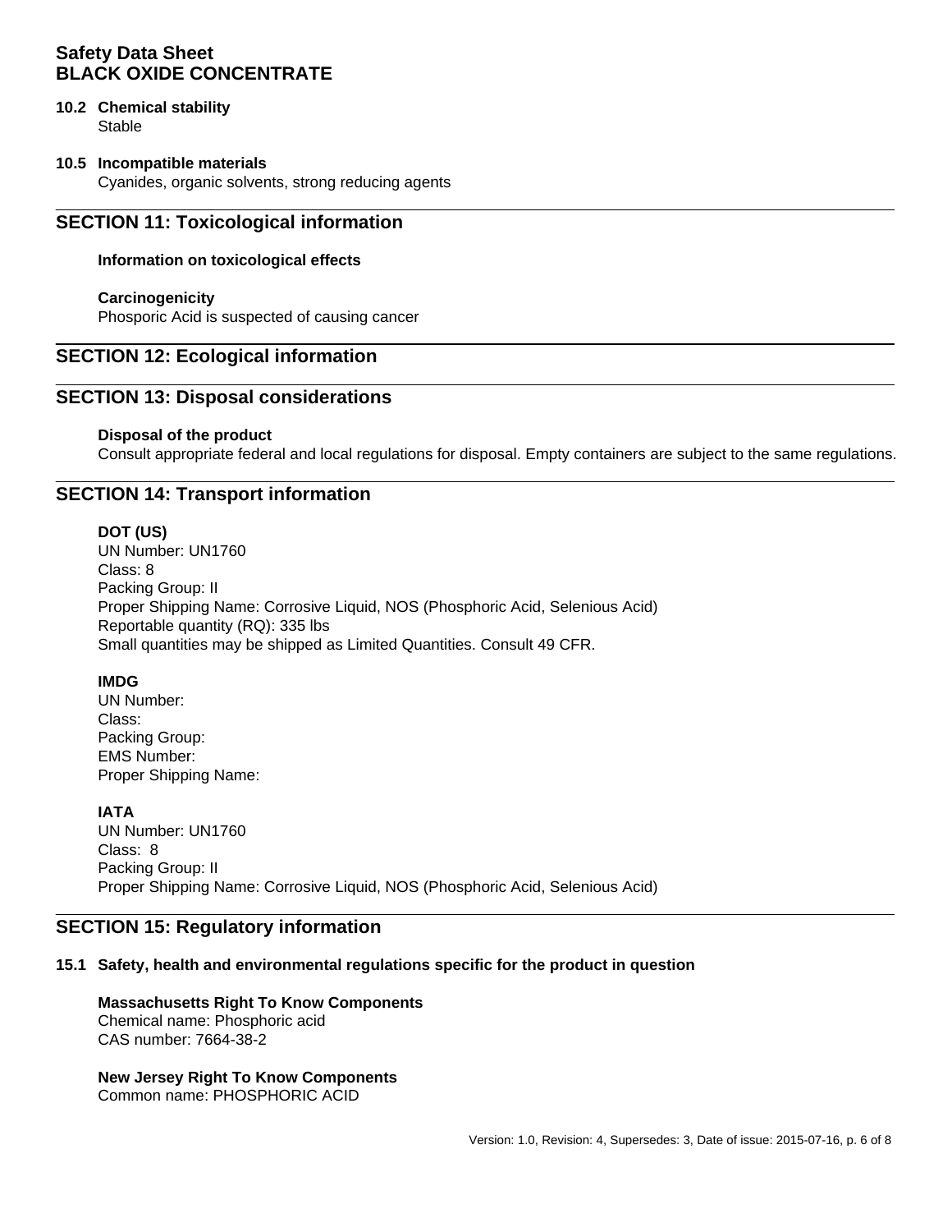**10.2 Chemical stability**

Stable

**10.5 Incompatible materials**

Cyanides, organic solvents, strong reducing agents

## SECTION 11: Toxicological information

**Information on toxicological effects**

**Carcinogenicity**

Phosporic Acid is suspected of causing cancer

## SECTION 12: Ecological information

## SECTION 13: Disposal considerations

**Disposal of the product**

Consult appropriate federal and local regulations for disposal. Empty containers are subject to the same regulations.

## SECTION 14: Transport information

**DOT (US)**

UN Number: UN1760
Class: 8
Packing Group: II
Proper Shipping Name: Corrosive Liquid, NOS (Phosphoric Acid, Selenious Acid)
Reportable quantity (RQ): 335 lbs
Small quantities may be shipped as Limited Quantities. Consult 49 CFR.

**IMDG**

UN Number:
Class:
Packing Group:
EMS Number:
Proper Shipping Name:

**IATA**

UN Number: UN1760
Class: 8
Packing Group: II
Proper Shipping Name: Corrosive Liquid, NOS (Phosphoric Acid, Selenious Acid)

## SECTION 15: Regulatory information

**15.1 Safety, health and environmental regulations specific for the product in question**

**Massachusetts Right To Know Components**

Chemical name: Phosphoric acid
CAS number: 7664-38-2

**New Jersey Right To Know Components**

Common name: PHOSPHORIC ACID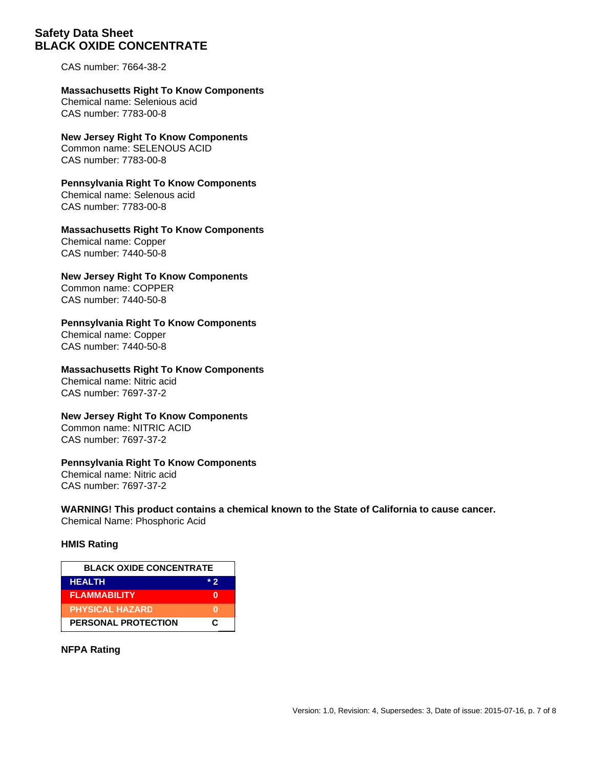CAS number: 7664-38-2

**Massachusetts Right To Know Components**
Chemical name: Selenious acid
CAS number: 7783-00-8

**New Jersey Right To Know Components**
Common name: SELENOUS ACID
CAS number: 7783-00-8

**Pennsylvania Right To Know Components**
Chemical name: Selenous acid
CAS number: 7783-00-8

**Massachusetts Right To Know Components**
Chemical name: Copper
CAS number: 7440-50-8

**New Jersey Right To Know Components**
Common name: COPPER
CAS number: 7440-50-8

**Pennsylvania Right To Know Components**
Chemical name: Copper
CAS number: 7440-50-8

**Massachusetts Right To Know Components**
Chemical name: Nitric acid
CAS number: 7697-37-2

**New Jersey Right To Know Components**
Common name: NITRIC ACID
CAS number: 7697-37-2

**Pennsylvania Right To Know Components**
Chemical name: Nitric acid
CAS number: 7697-37-2

**WARNING! This product contains a chemical known to the State of California to cause cancer.**
Chemical Name: Phosphoric Acid

**HMIS Rating**

| BLACK OXIDE CONCENTRATE | |
|---|---|
| HEALTH | * 2 |
| FLAMMABILITY | 0 |
| PHYSICAL HAZARD | 0 |
| PERSONAL PROTECTION | C |

**NFPA Rating**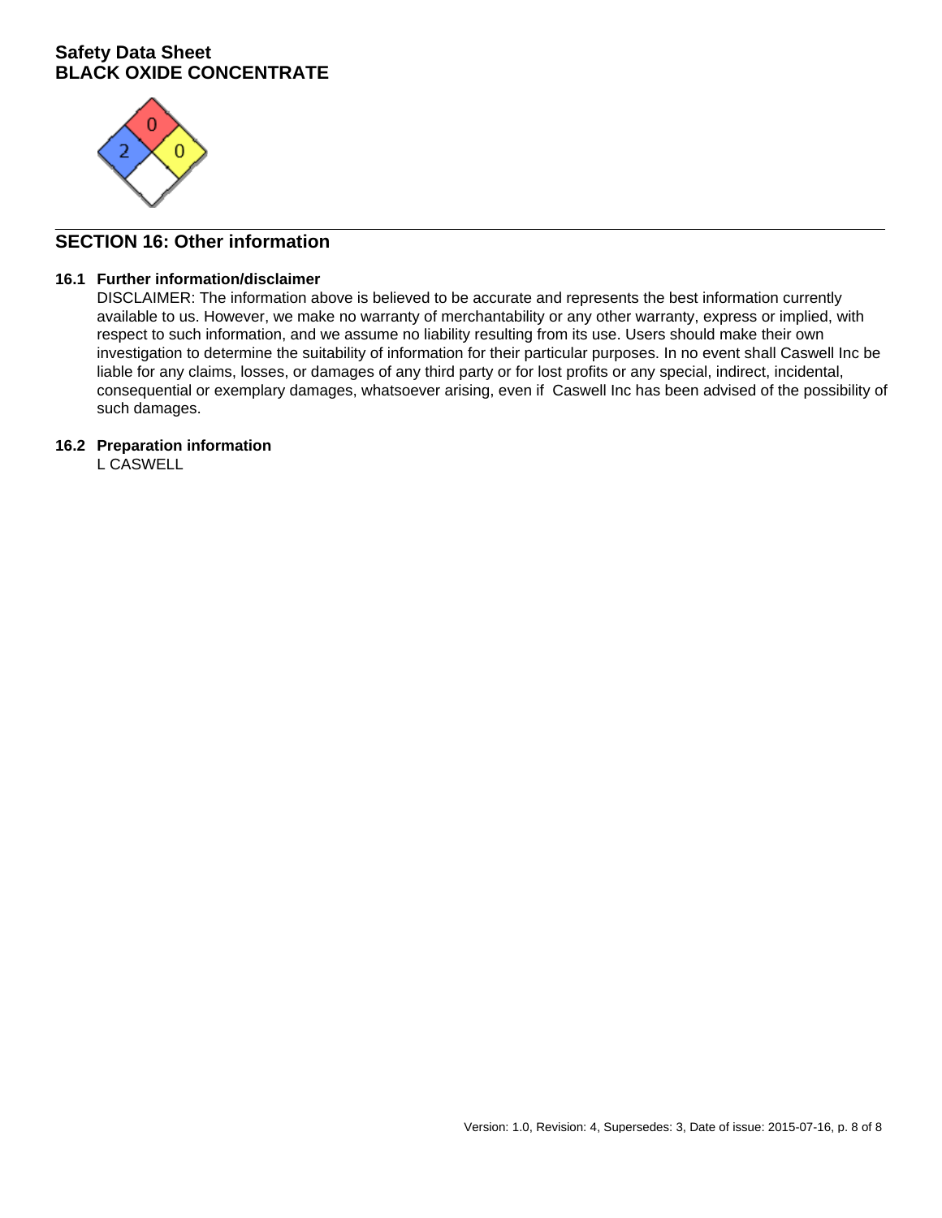## SECTION 16: Other information

**16.1 Further information/disclaimer**

DISCLAIMER: The information above is believed to be accurate and represents the best information currently available to us. However, we make no warranty of merchantability or any other warranty, express or implied, with respect to such information, and we assume no liability resulting from its use. Users should make their own investigation to determine the suitability of information for their particular purposes. In no event shall Caswell Inc be liable for any claims, losses, or damages of any third party or for lost profits or any special, indirect, incidental, consequential or exemplary damages, whatsoever arising, even if Caswell Inc has been advised of the possibility of such damages.

**16.2 Preparation information**

L CASWELL